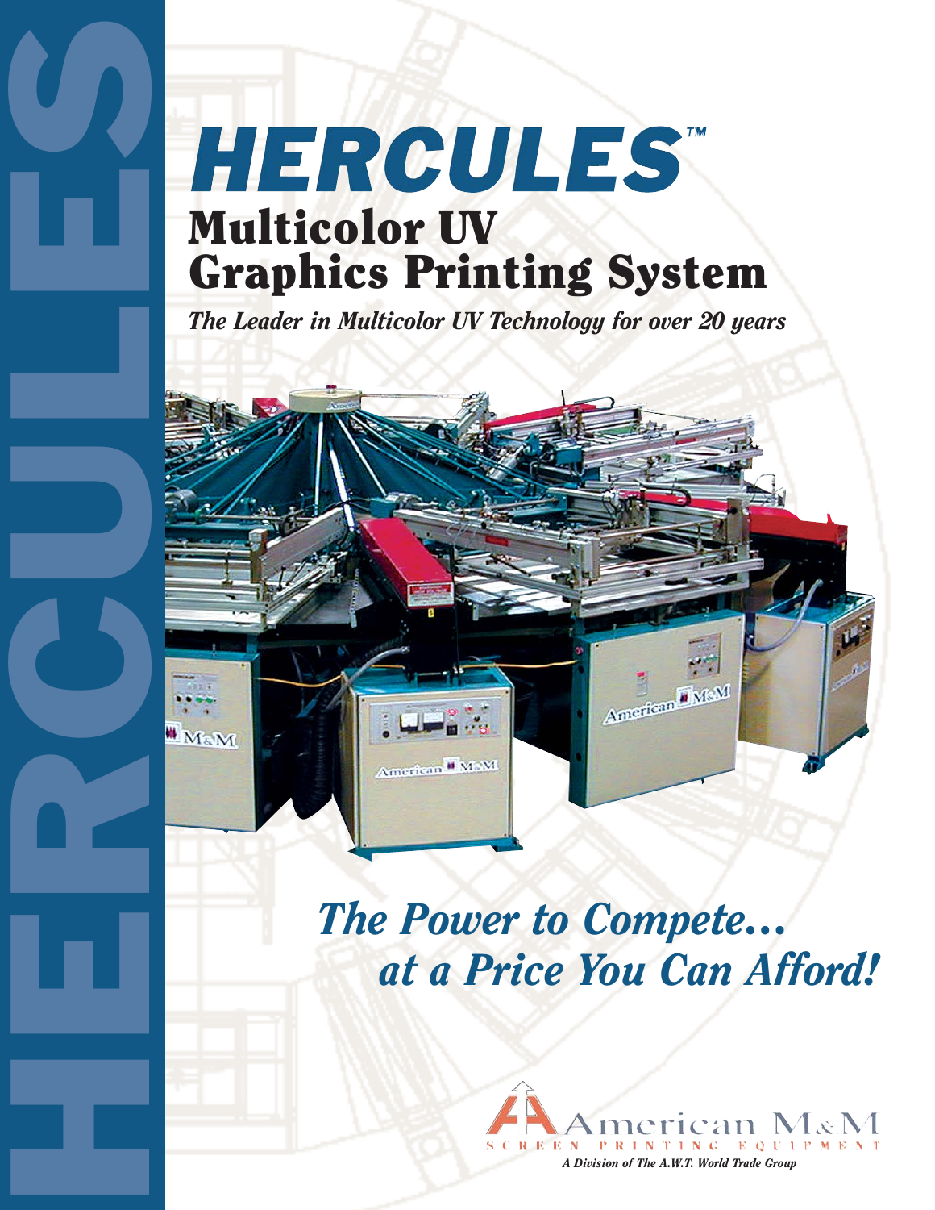# HERCULES™

## Multicolor UV Graphics Printing System

*The Leader in Multicolor UV Technology for over 20 years*

## *The Power to Compete... at a Price You Can Afford!*

American M&M
SCREEN PRINTING EQUIPMENT
*A Division of The A.W.T. World Trade Group*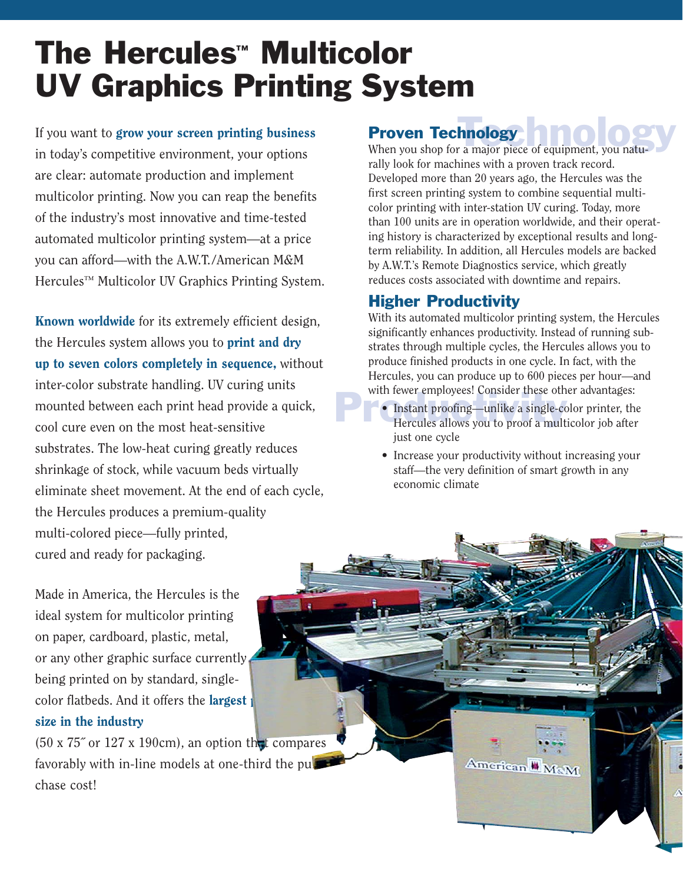# The Hercules™ Multicolor UV Graphics Printing System

If you want to **grow your screen printing business** in today's competitive environment, your options are clear: automate production and implement multicolor printing. Now you can reap the benefits of the industry's most innovative and time-tested automated multicolor printing system—at a price you can afford—with the A.W.T./American M&M Hercules™ Multicolor UV Graphics Printing System.

**Known worldwide** for its extremely efficient design, the Hercules system allows you to **print and dry up to seven colors completely in sequence,** without inter-color substrate handling. UV curing units mounted between each print head provide a quick, cool cure even on the most heat-sensitive substrates. The low-heat curing greatly reduces shrinkage of stock, while vacuum beds virtually eliminate sheet movement. At the end of each cycle, the Hercules produces a premium-quality multi-colored piece—fully printed, cured and ready for packaging.

Made in America, the Hercules is the ideal system for multicolor printing on paper, cardboard, plastic, metal, or any other graphic surface currently being printed on by standard, single-color flatbeds. And it offers the **largest print size in the industry** (50 x 75″ or 127 x 190cm), an option that compares favorably with in-line models at one-third the purchase cost!

## Proven Technology

When you shop for a major piece of equipment, you naturally look for machines with a proven track record. Developed more than 20 years ago, the Hercules was the first screen printing system to combine sequential multicolor printing with inter-station UV curing. Today, more than 100 units are in operation worldwide, and their operating history is characterized by exceptional results and long-term reliability. In addition, all Hercules models are backed by A.W.T.'s Remote Diagnostics service, which greatly reduces costs associated with downtime and repairs.

## Higher Productivity

With its automated multicolor printing system, the Hercules significantly enhances productivity. Instead of running substrates through multiple cycles, the Hercules allows you to produce finished products in one cycle. In fact, with the Hercules, you can produce up to 600 pieces per hour—and with fewer employees! Consider these other advantages:

- Instant proofing—unlike a single-color printer, the Hercules allows you to proof a multicolor job after just one cycle
- Increase your productivity without increasing your staff—the very definition of smart growth in any economic climate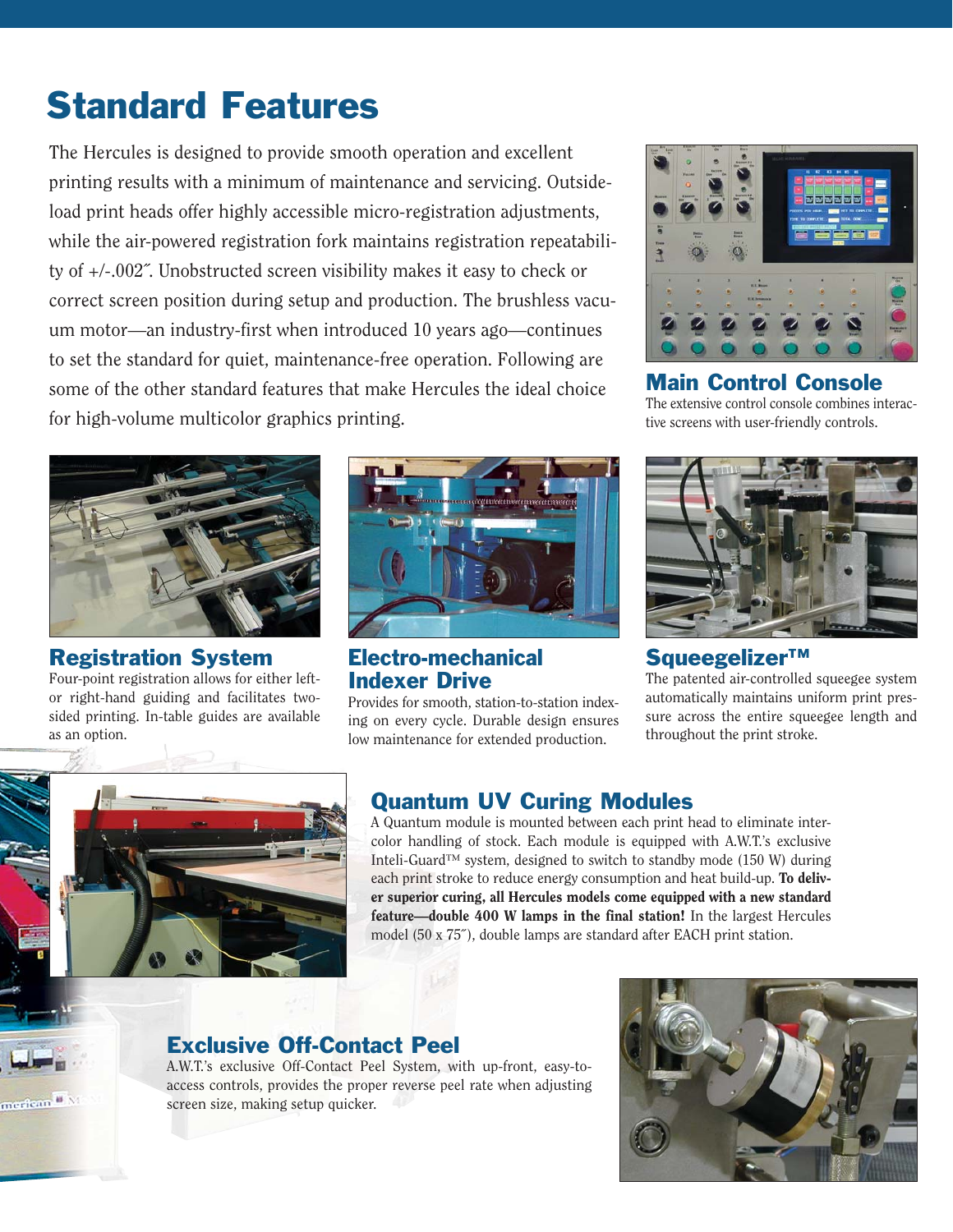# Standard Features

The Hercules is designed to provide smooth operation and excellent printing results with a minimum of maintenance and servicing. Outside-load print heads offer highly accessible micro-registration adjustments, while the air-powered registration fork maintains registration repeatability of +/-.002″. Unobstructed screen visibility makes it easy to check or correct screen position during setup and production. The brushless vacuum motor—an industry-first when introduced 10 years ago—continues to set the standard for quiet, maintenance-free operation. Following are some of the other standard features that make Hercules the ideal choice for high-volume multicolor graphics printing.

## Main Control Console

The extensive control console combines interactive screens with user-friendly controls.

## Registration System

Four-point registration allows for either left- or right-hand guiding and facilitates two-sided printing. In-table guides are available as an option.

## Electro-mechanical Indexer Drive

Provides for smooth, station-to-station indexing on every cycle. Durable design ensures low maintenance for extended production.

## Squeegelizer™

The patented air-controlled squeegee system automatically maintains uniform print pressure across the entire squeegee length and throughout the print stroke.

## Quantum UV Curing Modules

A Quantum module is mounted between each print head to eliminate intercolor handling of stock. Each module is equipped with A.W.T.'s exclusive Inteli-Guard™ system, designed to switch to standby mode (150 W) during each print stroke to reduce energy consumption and heat build-up. **To deliver superior curing, all Hercules models come equipped with a new standard feature—double 400 W lamps in the final station!** In the largest Hercules model (50 x 75″), double lamps are standard after EACH print station.

## Exclusive Off-Contact Peel

A.W.T.'s exclusive Off-Contact Peel System, with up-front, easy-to-access controls, provides the proper reverse peel rate when adjusting screen size, making setup quicker.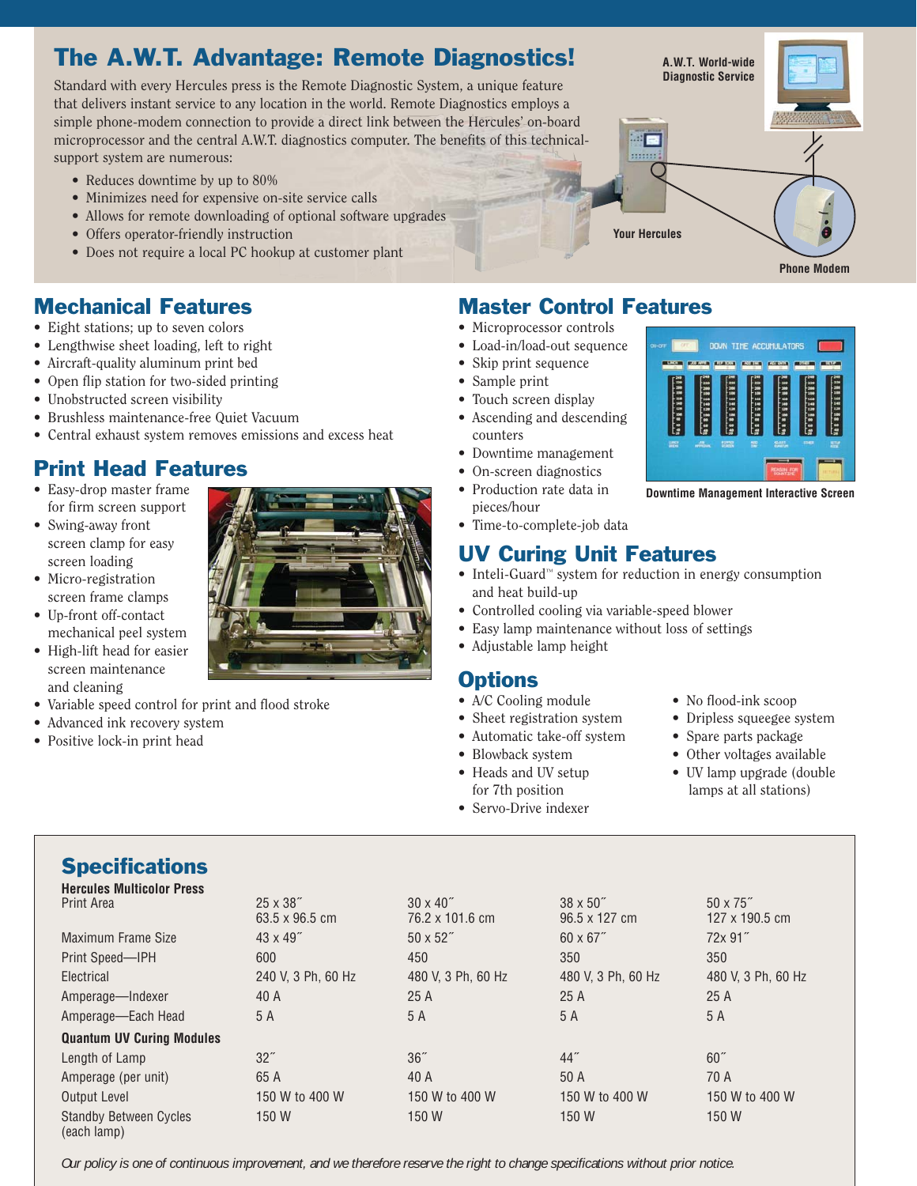## The A.W.T. Advantage: Remote Diagnostics!

Standard with every Hercules press is the Remote Diagnostic System, a unique feature that delivers instant service to any location in the world. Remote Diagnostics employs a simple phone-modem connection to provide a direct link between the Hercules' on-board microprocessor and the central A.W.T. diagnostics computer. The benefits of this technical-support system are numerous:

- Reduces downtime by up to 80%
- Minimizes need for expensive on-site service calls
- Allows for remote downloading of optional software upgrades
- Offers operator-friendly instruction
- Does not require a local PC hookup at customer plant

A.W.T. World-wide Diagnostic Service

Your Hercules

Phone Modem

## Mechanical Features

- Eight stations; up to seven colors
- Lengthwise sheet loading, left to right
- Aircraft-quality aluminum print bed
- Open flip station for two-sided printing
- Unobstructed screen visibility
- Brushless maintenance-free Quiet Vacuum
- Central exhaust system removes emissions and excess heat

## Print Head Features

- Easy-drop master frame for firm screen support
- Swing-away front screen clamp for easy screen loading
- Micro-registration screen frame clamps
- Up-front off-contact mechanical peel system
- High-lift head for easier screen maintenance and cleaning
- Variable speed control for print and flood stroke
- Advanced ink recovery system
- Positive lock-in print head

## Master Control Features

- Microprocessor controls
- Load-in/load-out sequence
- Skip print sequence
- Sample print
- Touch screen display
- Ascending and descending counters
- Downtime management
- On-screen diagnostics
- Production rate data in pieces/hour
- Time-to-complete-job data

Downtime Management Interactive Screen

## UV Curing Unit Features

- Inteli-Guard™ system for reduction in energy consumption and heat build-up
- Controlled cooling via variable-speed blower
- Easy lamp maintenance without loss of settings
- Adjustable lamp height

## Options

- A/C Cooling module
- Sheet registration system
- Automatic take-off system
- Blowback system
- Heads and UV setup for 7th position
- Servo-Drive indexer
- No flood-ink scoop
- Dripless squeegee system
- Spare parts package
- Other voltages available
- UV lamp upgrade (double lamps at all stations)

## Specifications

| **Hercules Multicolor Press** | | | | |
|---|---|---|---|---|
| Print Area | 25 x 38˝ 63.5 x 96.5 cm | 30 x 40˝ 76.2 x 101.6 cm | 38 x 50˝ 96.5 x 127 cm | 50 x 75˝ 127 x 190.5 cm |
| Maximum Frame Size | 43 x 49˝ | 50 x 52˝ | 60 x 67˝ | 72x 91˝ |
| Print Speed—IPH | 600 | 450 | 350 | 350 |
| Electrical | 240 V, 3 Ph, 60 Hz | 480 V, 3 Ph, 60 Hz | 480 V, 3 Ph, 60 Hz | 480 V, 3 Ph, 60 Hz |
| Amperage—Indexer | 40 A | 25 A | 25 A | 25 A |
| Amperage—Each Head | 5 A | 5 A | 5 A | 5 A |
| **Quantum UV Curing Modules** | | | | |
| Length of Lamp | 32˝ | 36˝ | 44˝ | 60˝ |
| Amperage (per unit) | 65 A | 40 A | 50 A | 70 A |
| Output Level | 150 W to 400 W | 150 W to 400 W | 150 W to 400 W | 150 W to 400 W |
| Standby Between Cycles (each lamp) | 150 W | 150 W | 150 W | 150 W |

*Our policy is one of continuous improvement, and we therefore reserve the right to change specifications without prior notice.*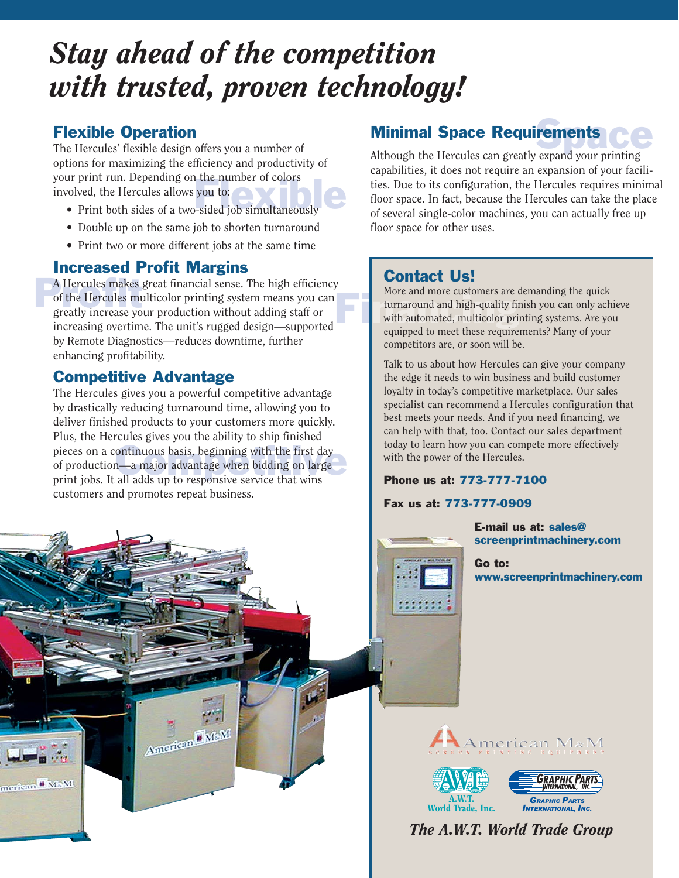# *Stay ahead of the competition with trusted, proven technology!*

## Flexible Operation

The Hercules' flexible design offers you a number of options for maximizing the efficiency and productivity of your print run. Depending on the number of colors involved, the Hercules allows you to:

- Print both sides of a two-sided job simultaneously
- Double up on the same job to shorten turnaround
- Print two or more different jobs at the same time

## Increased Profit Margins

A Hercules makes great financial sense. The high efficiency of the Hercules multicolor printing system means you can greatly increase your production without adding staff or increasing overtime. The unit's rugged design—supported by Remote Diagnostics—reduces downtime, further enhancing profitability.

## Competitive Advantage

The Hercules gives you a powerful competitive advantage by drastically reducing turnaround time, allowing you to deliver finished products to your customers more quickly. Plus, the Hercules gives you the ability to ship finished pieces on a continuous basis, beginning with the first day of production—a major advantage when bidding on large print jobs. It all adds up to responsive service that wins customers and promotes repeat business.

## Minimal Space Requirements

Although the Hercules can greatly expand your printing capabilities, it does not require an expansion of your facilities. Due to its configuration, the Hercules requires minimal floor space. In fact, because the Hercules can take the place of several single-color machines, you can actually free up floor space for other uses.

## Contact Us!

More and more customers are demanding the quick turnaround and high-quality finish you can only achieve with automated, multicolor printing systems. Are you equipped to meet these requirements? Many of your competitors are, or soon will be.

Talk to us about how Hercules can give your company the edge it needs to win business and build customer loyalty in today's competitive marketplace. Our sales specialist can recommend a Hercules configuration that best meets your needs. And if you need financing, we can help with that, too. Contact our sales department today to learn how you can compete more effectively with the power of the Hercules.

**Phone us at:** 773-777-7100

**Fax us at:** 773-777-0909

**E-mail us at:** sales@screenprintmachinery.com

**Go to:** www.screenprintmachinery.com

American M&M Screen Printing Equipment

A.W.T. World Trade, Inc.

Graphic Parts International, Inc.

*The A.W.T. World Trade Group*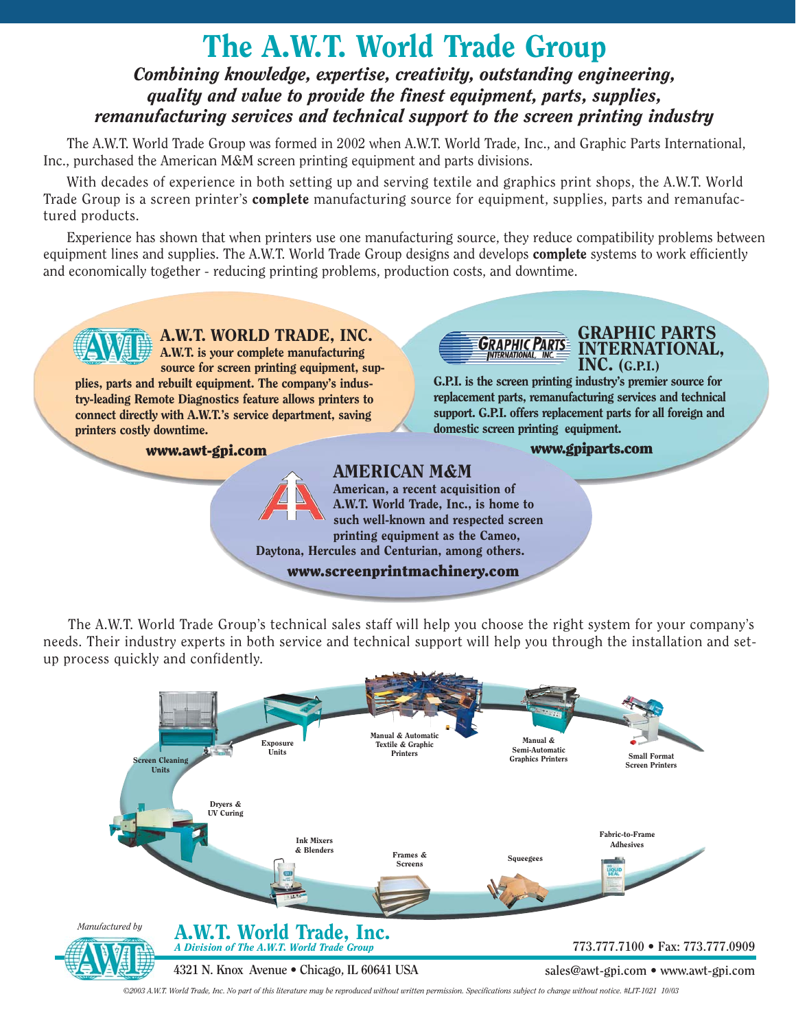# The A.W.T. World Trade Group

***Combining knowledge, expertise, creativity, outstanding engineering, quality and value to provide the finest equipment, parts, supplies, remanufacturing services and technical support to the screen printing industry***

The A.W.T. World Trade Group was formed in 2002 when A.W.T. World Trade, Inc., and Graphic Parts International, Inc., purchased the American M&M screen printing equipment and parts divisions.

With decades of experience in both setting up and serving textile and graphics print shops, the A.W.T. World Trade Group is a screen printer's **complete** manufacturing source for equipment, supplies, parts and remanufactured products.

Experience has shown that when printers use one manufacturing source, they reduce compatibility problems between equipment lines and supplies. The A.W.T. World Trade Group designs and develops **complete** systems to work efficiently and economically together - reducing printing problems, production costs, and downtime.

## A.W.T. WORLD TRADE, INC.

**A.W.T. is your complete manufacturing source for screen printing equipment, supplies, parts and rebuilt equipment. The company's industry-leading Remote Diagnostics feature allows printers to connect directly with A.W.T.'s service department, saving printers costly downtime.**

**www.awt-gpi.com**

## GRAPHIC PARTS INTERNATIONAL, INC. (G.P.I.)

**G.P.I. is the screen printing industry's premier source for replacement parts, remanufacturing services and technical support. G.P.I. offers replacement parts for all foreign and domestic screen printing equipment.**

**www.gpiparts.com**

## AMERICAN M&M

**American, a recent acquisition of A.W.T. World Trade, Inc., is home to such well-known and respected screen printing equipment as the Cameo, Daytona, Hercules and Centurian, among others.**

**www.screenprintmachinery.com**

The A.W.T. World Trade Group's technical sales staff will help you choose the right system for your company's needs. Their industry experts in both service and technical support will help you through the installation and set-up process quickly and confidently.

Screen Cleaning Units

Exposure Units

Manual & Automatic Textile & Graphic Printers

Manual & Semi-Automatic Graphics Printers

Small Format Screen Printers

Dryers & UV Curing

Ink Mixers & Blenders

Frames & Screens

Squeegees

Fabric-to-Frame Adhesives

*Manufactured by*

**A.W.T. World Trade, Inc.**
*A Division of The A.W.T. World Trade Group*

4321 N. Knox Avenue • Chicago, IL 60641 USA

773.777.7100 • Fax: 773.777.0909

sales@awt-gpi.com • www.awt-gpi.com

*©2003 A.W.T. World Trade, Inc. No part of this literature may be reproduced without written permission. Specifications subject to change without notice. #LIT-1021 10/03*